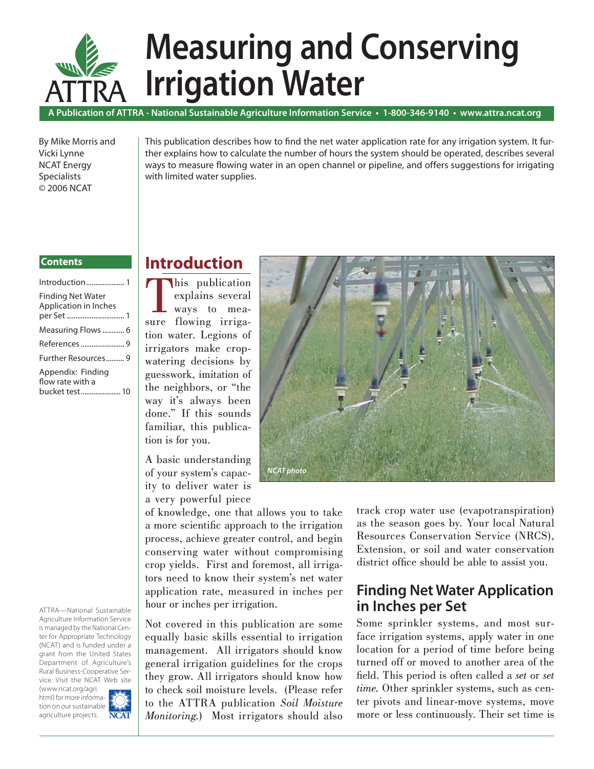# Measuring and Conserving Irrigation Water

A Publication of ATTRA - National Sustainable Agriculture Information Service • 1-800-346-9140 • www.attra.ncat.org

By Mike Morris and Vicki Lynne
NCAT Energy Specialists
© 2006 NCAT

This publication describes how to find the net water application rate for any irrigation system. It further explains how to calculate the number of hours the system should be operated, describes several ways to measure flowing water in an open channel or pipeline, and offers suggestions for irrigating with limited water supplies.

**Contents**

- Introduction ..................... 1
- Finding Net Water Application in Inches per Set ................................ 1
- Measuring Flows ............ 6
- References ........................ 9
- Further Resources .......... 9
- Appendix: Finding flow rate with a bucket test ...................... 10

ATTRA—National Sustainable Agriculture Information Service is managed by the National Center for Appropriate Technology (NCAT) and is funded under a grant from the United States Department of Agriculture's Rural Business-Cooperative Service. Visit the NCAT Web site (www.ncat.org/agri.html) for more information on our sustainable agriculture projects.

## Introduction

This publication explains several ways to measure flowing irrigation water. Legions of irrigators make crop-watering decisions by guesswork, imitation of the neighbors, or "the way it's always been done." If this sounds familiar, this publication is for you.

*NCAT photo*

A basic understanding of your system's capacity to deliver water is a very powerful piece of knowledge, one that allows you to take a more scientific approach to the irrigation process, achieve greater control, and begin conserving water without compromising crop yields. First and foremost, all irrigators need to know their system's net water application rate, measured in inches per hour or inches per irrigation.

Not covered in this publication are some equally basic skills essential to irrigation management. All irrigators should know general irrigation guidelines for the crops they grow. All irrigators should know how to check soil moisture levels. (Please refer to the ATTRA publication *Soil Moisture Monitoring*.) Most irrigators should also track crop water use (evapotranspiration) as the season goes by. Your local Natural Resources Conservation Service (NRCS), Extension, or soil and water conservation district office should be able to assist you.

## Finding Net Water Application in Inches per Set

Some sprinkler systems, and most surface irrigation systems, apply water in one location for a period of time before being turned off or moved to another area of the field. This period is often called a *set* or *set time*. Other sprinkler systems, such as center pivots and linear-move systems, move more or less continuously. Their set time is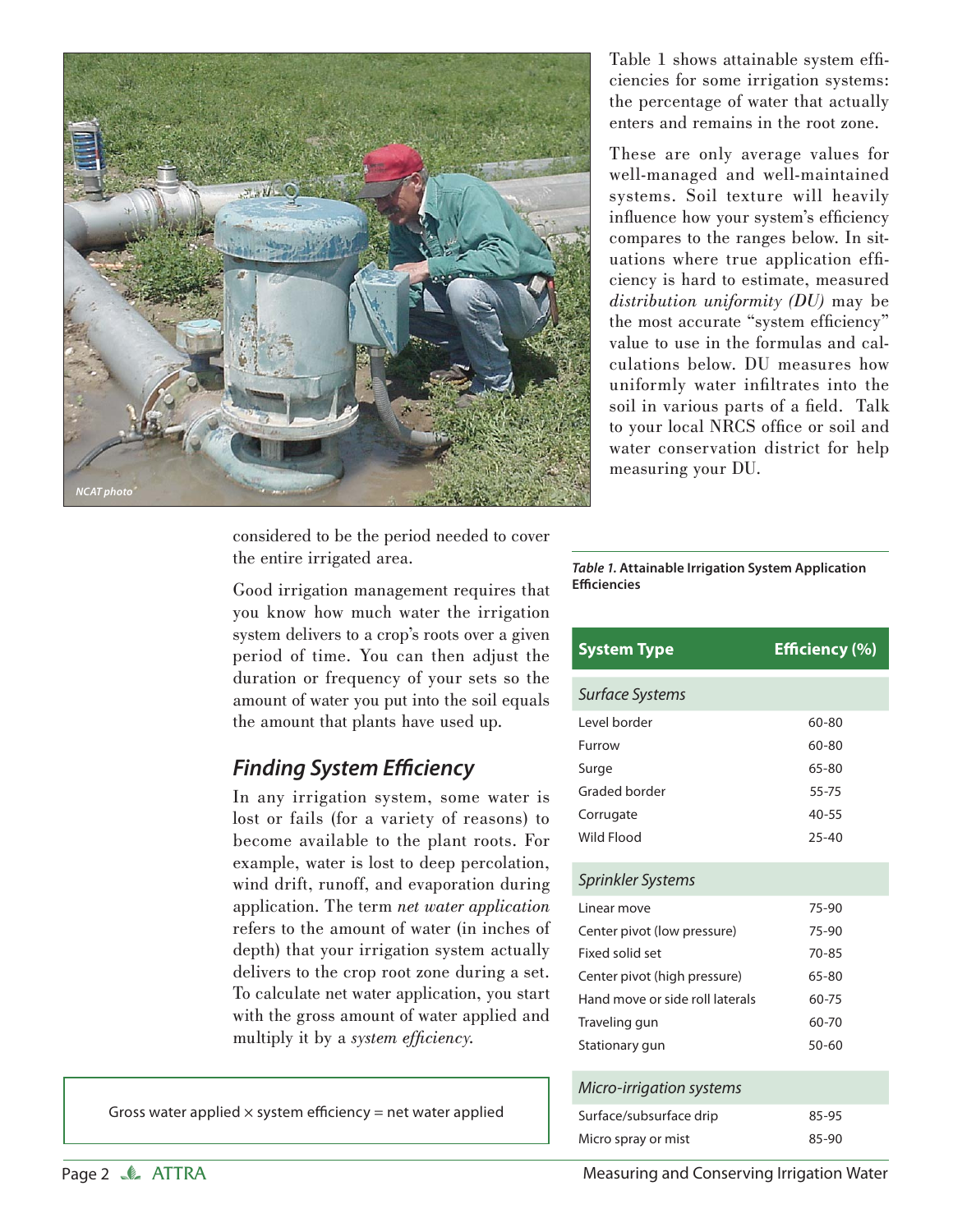considered to be the period needed to cover the entire irrigated area.

Good irrigation management requires that you know how much water the irrigation system delivers to a crop's roots over a given period of time. You can then adjust the duration or frequency of your sets so the amount of water you put into the soil equals the amount that plants have used up.

## *Finding System Efficiency*

In any irrigation system, some water is lost or fails (for a variety of reasons) to become available to the plant roots. For example, water is lost to deep percolation, wind drift, runoff, and evaporation during application. The term *net water application* refers to the amount of water (in inches of depth) that your irrigation system actually delivers to the crop root zone during a set. To calculate net water application, you start with the gross amount of water applied and multiply it by a *system efficiency*.

> Gross water applied × system efficiency = net water applied

Table 1 shows attainable system efficiencies for some irrigation systems: the percentage of water that actually enters and remains in the root zone.

These are only average values for well-managed and well-maintained systems. Soil texture will heavily influence how your system's efficiency compares to the ranges below. In situations where true application efficiency is hard to estimate, measured *distribution uniformity (DU)* may be the most accurate "system efficiency" value to use in the formulas and calculations below. DU measures how uniformly water infiltrates into the soil in various parts of a field. Talk to your local NRCS office or soil and water conservation district for help measuring your DU.

***Table 1.*** **Attainable Irrigation System Application Efficiencies**

| System Type | Efficiency (%) |
|---|---|
| *Surface Systems* | |
| Level border | 60-80 |
| Furrow | 60-80 |
| Surge | 65-80 |
| Graded border | 55-75 |
| Corrugate | 40-55 |
| Wild Flood | 25-40 |
| *Sprinkler Systems* | |
| Linear move | 75-90 |
| Center pivot (low pressure) | 75-90 |
| Fixed solid set | 70-85 |
| Center pivot (high pressure) | 65-80 |
| Hand move or side roll laterals | 60-75 |
| Traveling gun | 60-70 |
| Stationary gun | 50-60 |
| *Micro-irrigation systems* | |
| Surface/subsurface drip | 85-95 |
| Micro spray or mist | 85-90 |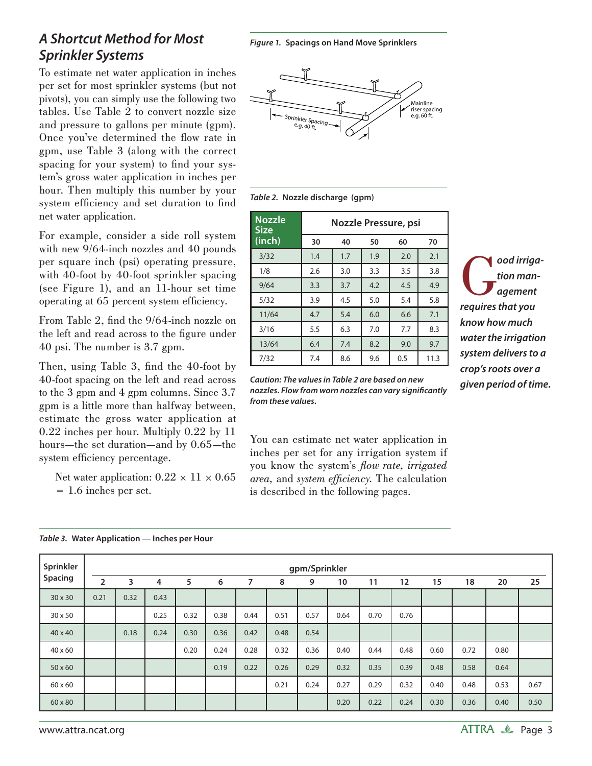## *A Shortcut Method for Most Sprinkler Systems*

To estimate net water application in inches per set for most sprinkler systems (but not pivots), you can simply use the following two tables. Use Table 2 to convert nozzle size and pressure to gallons per minute (gpm). Once you've determined the flow rate in gpm, use Table 3 (along with the correct spacing for your system) to find your system's gross water application in inches per hour. Then multiply this number by your system efficiency and set duration to find net water application.

For example, consider a side roll system with new 9/64-inch nozzles and 40 pounds per square inch (psi) operating pressure, with 40-foot by 40-foot sprinkler spacing (see Figure 1), and an 11-hour set time operating at 65 percent system efficiency.

From Table 2, find the 9/64-inch nozzle on the left and read across to the figure under 40 psi. The number is 3.7 gpm.

Then, using Table 3, find the 40-foot by 40-foot spacing on the left and read across to the 3 gpm and 4 gpm columns. Since 3.7 gpm is a little more than halfway between, estimate the gross water application at 0.22 inches per hour. Multiply 0.22 by 11 hours—the set duration—and by 0.65—the system efficiency percentage.

> Net water application: $0.22 \times 11 \times 0.65 = 1.6$ inches per set.

*Figure 1.* **Spacings on Hand Move Sprinklers**

Sprinkler Spacing e.g. 40 ft.

Mainline riser spacing e.g. 60 ft.

*Table 2.* **Nozzle discharge (gpm)**

| Nozzle Size (inch) | Nozzle Pressure, psi | | | | |
|---|---|---|---|---|---|
| | 30 | 40 | 50 | 60 | 70 |
| 3/32 | 1.4 | 1.7 | 1.9 | 2.0 | 2.1 |
| 1/8 | 2.6 | 3.0 | 3.3 | 3.5 | 3.8 |
| 9/64 | 3.3 | 3.7 | 4.2 | 4.5 | 4.9 |
| 5/32 | 3.9 | 4.5 | 5.0 | 5.4 | 5.8 |
| 11/64 | 4.7 | 5.4 | 6.0 | 6.6 | 7.1 |
| 3/16 | 5.5 | 6.3 | 7.0 | 7.7 | 8.3 |
| 13/64 | 6.4 | 7.4 | 8.2 | 9.0 | 9.7 |
| 7/32 | 7.4 | 8.6 | 9.6 | 0.5 | 11.3 |

***Caution: The values in Table 2 are based on new nozzles. Flow from worn nozzles can vary significantly from these values.***

***Good irrigation management requires that you know how much water the irrigation system delivers to a crop's roots over a given period of time.***

You can estimate net water application in inches per set for any irrigation system if you know the system's *flow rate*, *irrigated area*, and *system efficiency*. The calculation is described in the following pages.

*Table 3.* **Water Application — Inches per Hour**

| Sprinkler Spacing | gpm/Sprinkler | | | | | | | | | | | | | | |
|---|---|---|---|---|---|---|---|---|---|---|---|---|---|---|---|
| | 2 | 3 | 4 | 5 | 6 | 7 | 8 | 9 | 10 | 11 | 12 | 15 | 18 | 20 | 25 |
| 30 x 30 | 0.21 | 0.32 | 0.43 | | | | | | | | | | | | |
| 30 x 50 | | | 0.25 | 0.32 | 0.38 | 0.44 | 0.51 | 0.57 | 0.64 | 0.70 | 0.76 | | | | |
| 40 x 40 | | 0.18 | 0.24 | 0.30 | 0.36 | 0.42 | 0.48 | 0.54 | | | | | | | |
| 40 x 60 | | | | 0.20 | 0.24 | 0.28 | 0.32 | 0.36 | 0.40 | 0.44 | 0.48 | 0.60 | 0.72 | 0.80 | |
| 50 x 60 | | | | | 0.19 | 0.22 | 0.26 | 0.29 | 0.32 | 0.35 | 0.39 | 0.48 | 0.58 | 0.64 | |
| 60 x 60 | | | | | | | 0.21 | 0.24 | 0.27 | 0.29 | 0.32 | 0.40 | 0.48 | 0.53 | 0.67 |
| 60 x 80 | | | | | | | | | 0.20 | 0.22 | 0.24 | 0.30 | 0.36 | 0.40 | 0.50 |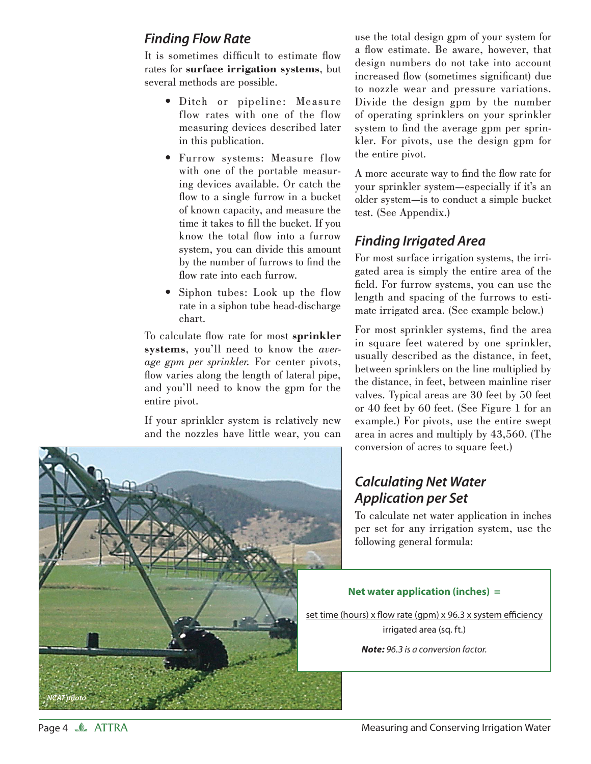## Finding Flow Rate

It is sometimes difficult to estimate flow rates for **surface irrigation systems**, but several methods are possible.

- Ditch or pipeline: Measure flow rates with one of the flow measuring devices described later in this publication.
- Furrow systems: Measure flow with one of the portable measuring devices available. Or catch the flow to a single furrow in a bucket of known capacity, and measure the time it takes to fill the bucket. If you know the total flow into a furrow system, you can divide this amount by the number of furrows to find the flow rate into each furrow.
- Siphon tubes: Look up the flow rate in a siphon tube head-discharge chart.

To calculate flow rate for most **sprinkler systems**, you'll need to know the *average gpm per sprinkler.* For center pivots, flow varies along the length of lateral pipe, and you'll need to know the gpm for the entire pivot.

If your sprinkler system is relatively new and the nozzles have little wear, you can use the total design gpm of your system for a flow estimate. Be aware, however, that design numbers do not take into account increased flow (sometimes significant) due to nozzle wear and pressure variations. Divide the design gpm by the number of operating sprinklers on your sprinkler system to find the average gpm per sprinkler. For pivots, use the design gpm for the entire pivot.

A more accurate way to find the flow rate for your sprinkler system—especially if it's an older system—is to conduct a simple bucket test. (See Appendix.)

## Finding Irrigated Area

For most surface irrigation systems, the irrigated area is simply the entire area of the field. For furrow systems, you can use the length and spacing of the furrows to estimate irrigated area. (See example below.)

For most sprinkler systems, find the area in square feet watered by one sprinkler, usually described as the distance, in feet, between sprinklers on the line multiplied by the distance, in feet, between mainline riser valves. Typical areas are 30 feet by 50 feet or 40 feet by 60 feet. (See Figure 1 for an example.) For pivots, use the entire swept area in acres and multiply by 43,560. (The conversion of acres to square feet.)

## Calculating Net Water Application per Set

To calculate net water application in inches per set for any irrigation system, use the following general formula:

**Net water application (inches) =**

$$\frac{\text{set time (hours)} \times \text{flow rate (gpm)} \times 96.3 \times \text{system efficiency}}{\text{irrigated area (sq. ft.)}}$$

***Note:*** *96.3 is a conversion factor.*

*NCAT photo*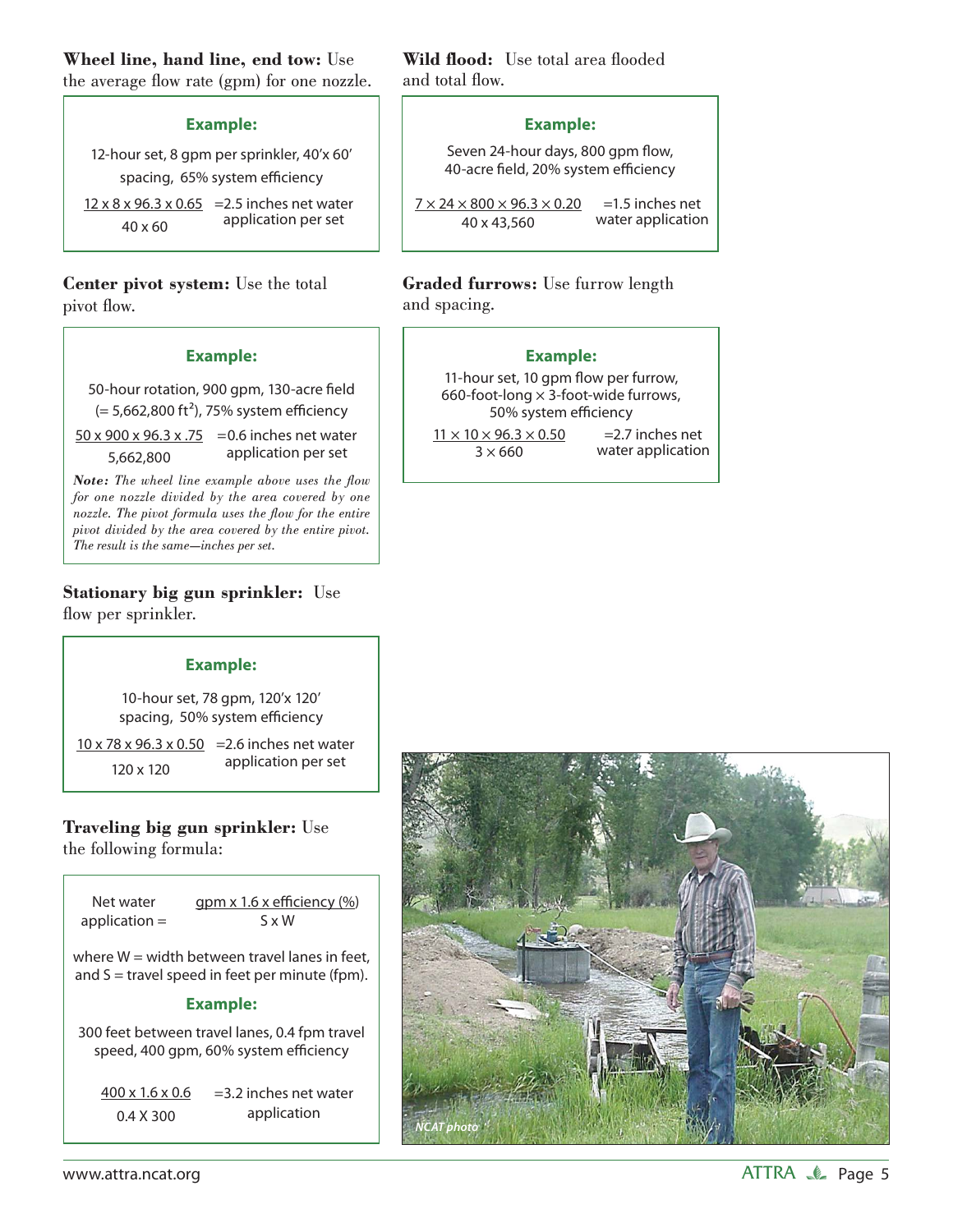**Wheel line, hand line, end tow:** Use the average flow rate (gpm) for one nozzle.

> **Example:**
>
> 12-hour set, 8 gpm per sprinkler, 40'x 60' spacing, 65% system efficiency
>
> $$\frac{12 \times 8 \times 96.3 \times 0.65}{40 \times 60} = 2.5 \text{ inches net water application per set}$$

**Center pivot system:** Use the total pivot flow.

> **Example:**
>
> 50-hour rotation, 900 gpm, 130-acre field (= 5,662,800 ft²), 75% system efficiency
>
> $$\frac{50 \times 900 \times 96.3 \times .75}{5{,}662{,}800} = 0.6 \text{ inches net water application per set}$$
>
> ***Note:*** *The wheel line example above uses the flow for one nozzle divided by the area covered by one nozzle. The pivot formula uses the flow for the entire pivot divided by the area covered by the entire pivot. The result is the same—inches per set.*

**Stationary big gun sprinkler:** Use flow per sprinkler.

> **Example:**
>
> 10-hour set, 78 gpm, 120'x 120' spacing, 50% system efficiency
>
> $$\frac{10 \times 78 \times 96.3 \times 0.50}{120 \times 120} = 2.6 \text{ inches net water application per set}$$

**Traveling big gun sprinkler:** Use the following formula:

> $$\text{Net water application} = \frac{\text{gpm} \times 1.6 \times \text{efficiency (\%)}}{S \times W}$$
>
> where W = width between travel lanes in feet, and S = travel speed in feet per minute (fpm).
>
> **Example:**
>
> 300 feet between travel lanes, 0.4 fpm travel speed, 400 gpm, 60% system efficiency
>
> $$\frac{400 \times 1.6 \times 0.6}{0.4 \times 300} = 3.2 \text{ inches net water application}$$

**Wild flood:** Use total area flooded and total flow.

> **Example:**
>
> Seven 24-hour days, 800 gpm flow, 40-acre field, 20% system efficiency
>
> $$\frac{7 \times 24 \times 800 \times 96.3 \times 0.20}{40 \times 43{,}560} = 1.5 \text{ inches net water application}$$

**Graded furrows:** Use furrow length and spacing.

> **Example:**
>
> 11-hour set, 10 gpm flow per furrow, 660-foot-long × 3-foot-wide furrows, 50% system efficiency
>
> $$\frac{11 \times 10 \times 96.3 \times 0.50}{3 \times 660} = 2.7 \text{ inches net water application}$$

NCAT photo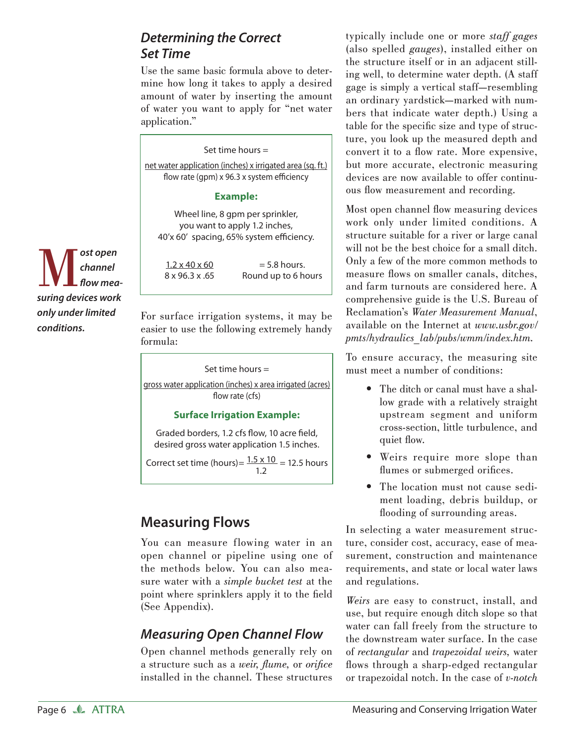### *Determining the Correct Set Time*

Use the same basic formula above to determine how long it takes to apply a desired amount of water by inserting the amount of water you want to apply for "net water application."

$$\text{Set time hours} = \frac{\text{net water application (inches)} \times \text{irrigated area (sq. ft.)}}{\text{flow rate (gpm)} \times 96.3 \times \text{system efficiency}}$$

**Example:**

Wheel line, 8 gpm per sprinkler, you want to apply 1.2 inches, 40'x 60' spacing, 65% system efficiency.

$$\frac{1.2 \times 40 \times 60}{8 \times 96.3 \times .65} = 5.8 \text{ hours. Round up to 6 hours}$$

For surface irrigation systems, it may be easier to use the following extremely handy formula:

$$\text{Set time hours} = \frac{\text{gross water application (inches)} \times \text{area irrigated (acres)}}{\text{flow rate (cfs)}}$$

**Surface Irrigation Example:**

Graded borders, 1.2 cfs flow, 10 acre field, desired gross water application 1.5 inches.

$$\text{Correct set time (hours)} = \frac{1.5 \times 10}{1.2} = 12.5 \text{ hours}$$

## Measuring Flows

You can measure flowing water in an open channel or pipeline using one of the methods below. You can also measure water with a *simple bucket test* at the point where sprinklers apply it to the field (See Appendix).

### *Measuring Open Channel Flow*

Open channel methods generally rely on a structure such as a *weir, flume*, or *orifice* installed in the channel. These structures typically include one or more *staff gages* (also spelled *gauges*), installed either on the structure itself or in an adjacent stilling well, to determine water depth. (A staff gage is simply a vertical staff—resembling an ordinary yardstick—marked with numbers that indicate water depth.) Using a table for the specific size and type of structure, you look up the measured depth and convert it to a flow rate. More expensive, but more accurate, electronic measuring devices are now available to offer continuous flow measurement and recording.

***Most open channel flow measuring devices work only under limited conditions.***

Most open channel flow measuring devices work only under limited conditions. A structure suitable for a river or large canal will not be the best choice for a small ditch. Only a few of the more common methods to measure flows on smaller canals, ditches, and farm turnouts are considered here. A comprehensive guide is the U.S. Bureau of Reclamation's *Water Measurement Manual*, available on the Internet at *www.usbr.gov/pmts/hydraulics_lab/pubs/wmm/index.htm*.

To ensure accuracy, the measuring site must meet a number of conditions:

- The ditch or canal must have a shallow grade with a relatively straight upstream segment and uniform cross-section, little turbulence, and quiet flow.
- Weirs require more slope than flumes or submerged orifices.
- The location must not cause sediment loading, debris buildup, or flooding of surrounding areas.

In selecting a water measurement structure, consider cost, accuracy, ease of measurement, construction and maintenance requirements, and state or local water laws and regulations.

*Weirs* are easy to construct, install, and use, but require enough ditch slope so that water can fall freely from the structure to the downstream water surface. In the case of *rectangular* and *trapezoidal weirs*, water flows through a sharp-edged rectangular or trapezoidal notch. In the case of *v-notch*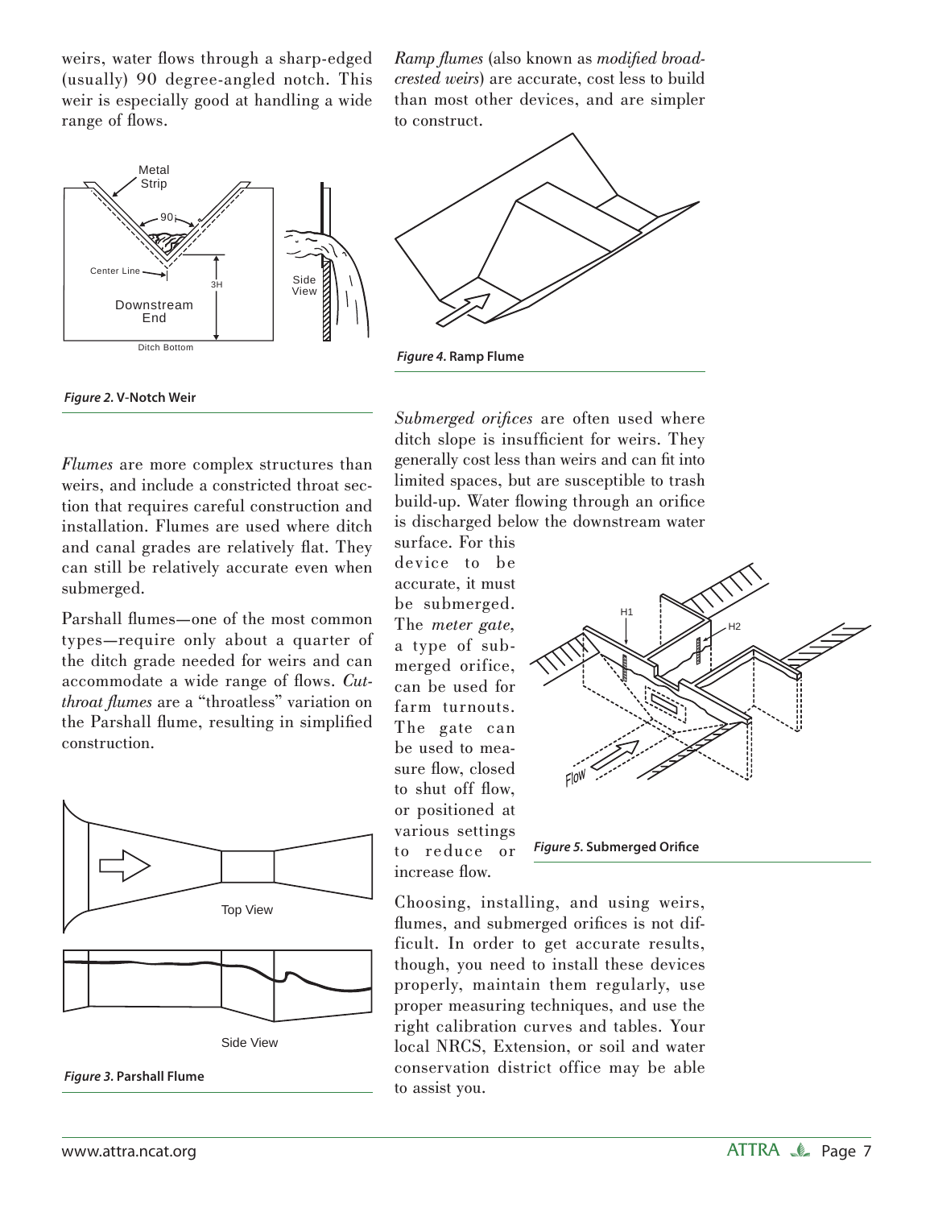weirs, water flows through a sharp-edged (usually) 90 degree-angled notch. This weir is especially good at handling a wide range of flows.

*Figure 2.* **V-Notch Weir**

*Flumes* are more complex structures than weirs, and include a constricted throat section that requires careful construction and installation. Flumes are used where ditch and canal grades are relatively flat. They can still be relatively accurate even when submerged.

Parshall flumes—one of the most common types—require only about a quarter of the ditch grade needed for weirs and can accommodate a wide range of flows. *Cutthroat flumes* are a "throatless" variation on the Parshall flume, resulting in simplified construction.

*Figure 3.* **Parshall Flume**

*Ramp flumes* (also known as *modified broad-crested weirs*) are accurate, cost less to build than most other devices, and are simpler to construct.

*Figure 4.* **Ramp Flume**

*Submerged orifices* are often used where ditch slope is insufficient for weirs. They generally cost less than weirs and can fit into limited spaces, but are susceptible to trash build-up. Water flowing through an orifice is discharged below the downstream water surface. For this device to be accurate, it must be submerged. The *meter gate*, a type of submerged orifice, can be used for farm turnouts. The gate can be used to measure flow, closed to shut off flow, or positioned at various settings to reduce or increase flow.

*Figure 5.* **Submerged Orifice**

Choosing, installing, and using weirs, flumes, and submerged orifices is not difficult. In order to get accurate results, though, you need to install these devices properly, maintain them regularly, use proper measuring techniques, and use the right calibration curves and tables. Your local NRCS, Extension, or soil and water conservation district office may be able to assist you.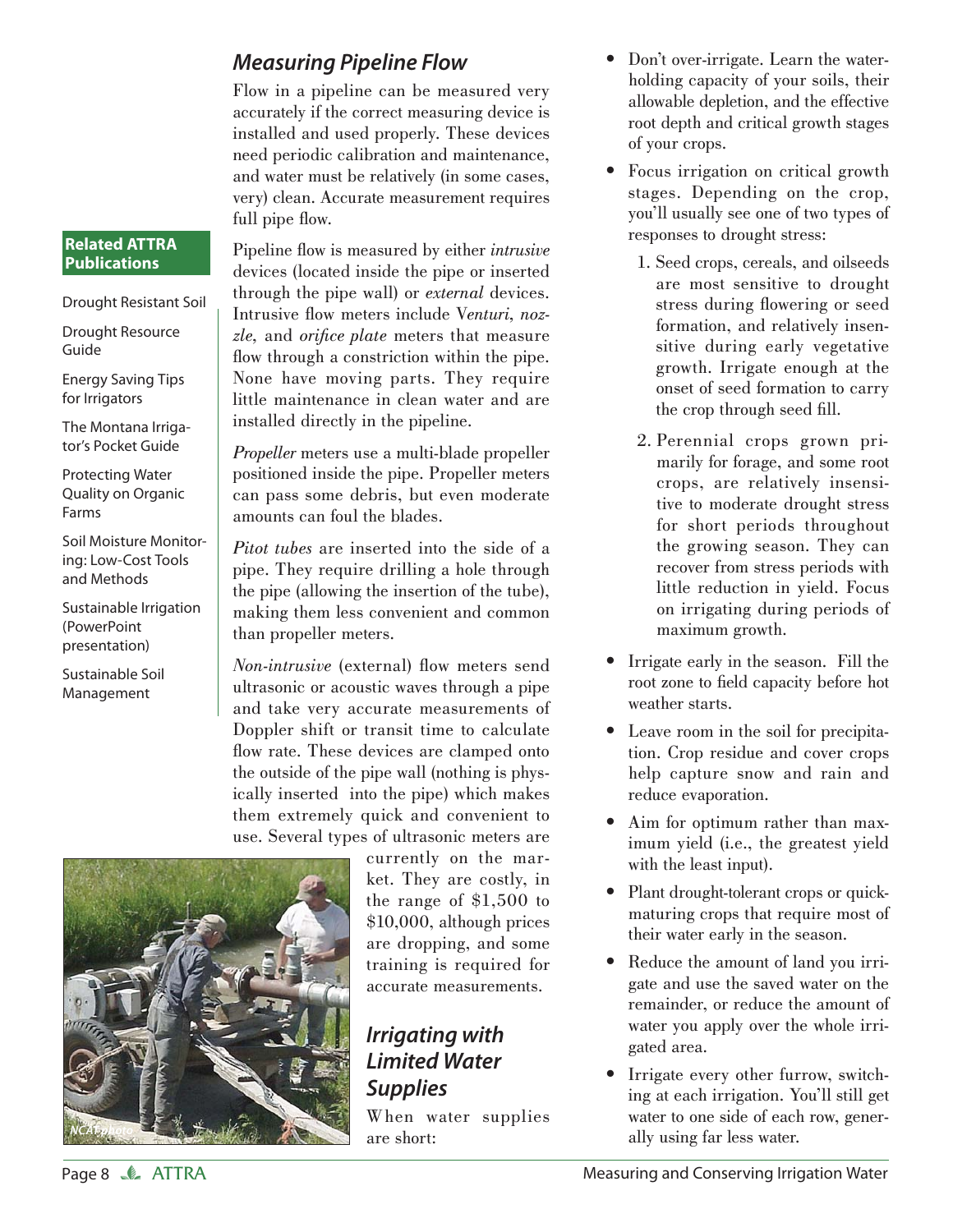## Measuring Pipeline Flow

Flow in a pipeline can be measured very accurately if the correct measuring device is installed and used properly. These devices need periodic calibration and maintenance, and water must be relatively (in some cases, very) clean. Accurate measurement requires full pipe flow.

Pipeline flow is measured by either *intrusive* devices (located inside the pipe or inserted through the pipe wall) or *external* devices. Intrusive flow meters include *Venturi*, *nozzle*, and *orifice plate* meters that measure flow through a constriction within the pipe. None have moving parts. They require little maintenance in clean water and are installed directly in the pipeline.

*Propeller* meters use a multi-blade propeller positioned inside the pipe. Propeller meters can pass some debris, but even moderate amounts can foul the blades.

*Pitot tubes* are inserted into the side of a pipe. They require drilling a hole through the pipe (allowing the insertion of the tube), making them less convenient and common than propeller meters.

*Non-intrusive* (external) flow meters send ultrasonic or acoustic waves through a pipe and take very accurate measurements of Doppler shift or transit time to calculate flow rate. These devices are clamped onto the outside of the pipe wall (nothing is physically inserted into the pipe) which makes them extremely quick and convenient to use. Several types of ultrasonic meters are currently on the market. They are costly, in the range of $1,500 to $10,000, although prices are dropping, and some training is required for accurate measurements.

**Related ATTRA Publications**

- Drought Resistant Soil
- Drought Resource Guide
- Energy Saving Tips for Irrigators
- The Montana Irrigator's Pocket Guide
- Protecting Water Quality on Organic Farms
- Soil Moisture Monitoring: Low-Cost Tools and Methods
- Sustainable Irrigation (PowerPoint presentation)
- Sustainable Soil Management

NCAT photo

## Irrigating with Limited Water Supplies

When water supplies are short:

- Don't over-irrigate. Learn the water-holding capacity of your soils, their allowable depletion, and the effective root depth and critical growth stages of your crops.
- Focus irrigation on critical growth stages. Depending on the crop, you'll usually see one of two types of responses to drought stress:
  1. Seed crops, cereals, and oilseeds are most sensitive to drought stress during flowering or seed formation, and relatively insensitive during early vegetative growth. Irrigate enough at the onset of seed formation to carry the crop through seed fill.
  2. Perennial crops grown primarily for forage, and some root crops, are relatively insensitive to moderate drought stress for short periods throughout the growing season. They can recover from stress periods with little reduction in yield. Focus on irrigating during periods of maximum growth.
- Irrigate early in the season. Fill the root zone to field capacity before hot weather starts.
- Leave room in the soil for precipitation. Crop residue and cover crops help capture snow and rain and reduce evaporation.
- Aim for optimum rather than maximum yield (i.e., the greatest yield with the least input).
- Plant drought-tolerant crops or quick-maturing crops that require most of their water early in the season.
- Reduce the amount of land you irrigate and use the saved water on the remainder, or reduce the amount of water you apply over the whole irrigated area.
- Irrigate every other furrow, switching at each irrigation. You'll still get water to one side of each row, generally using far less water.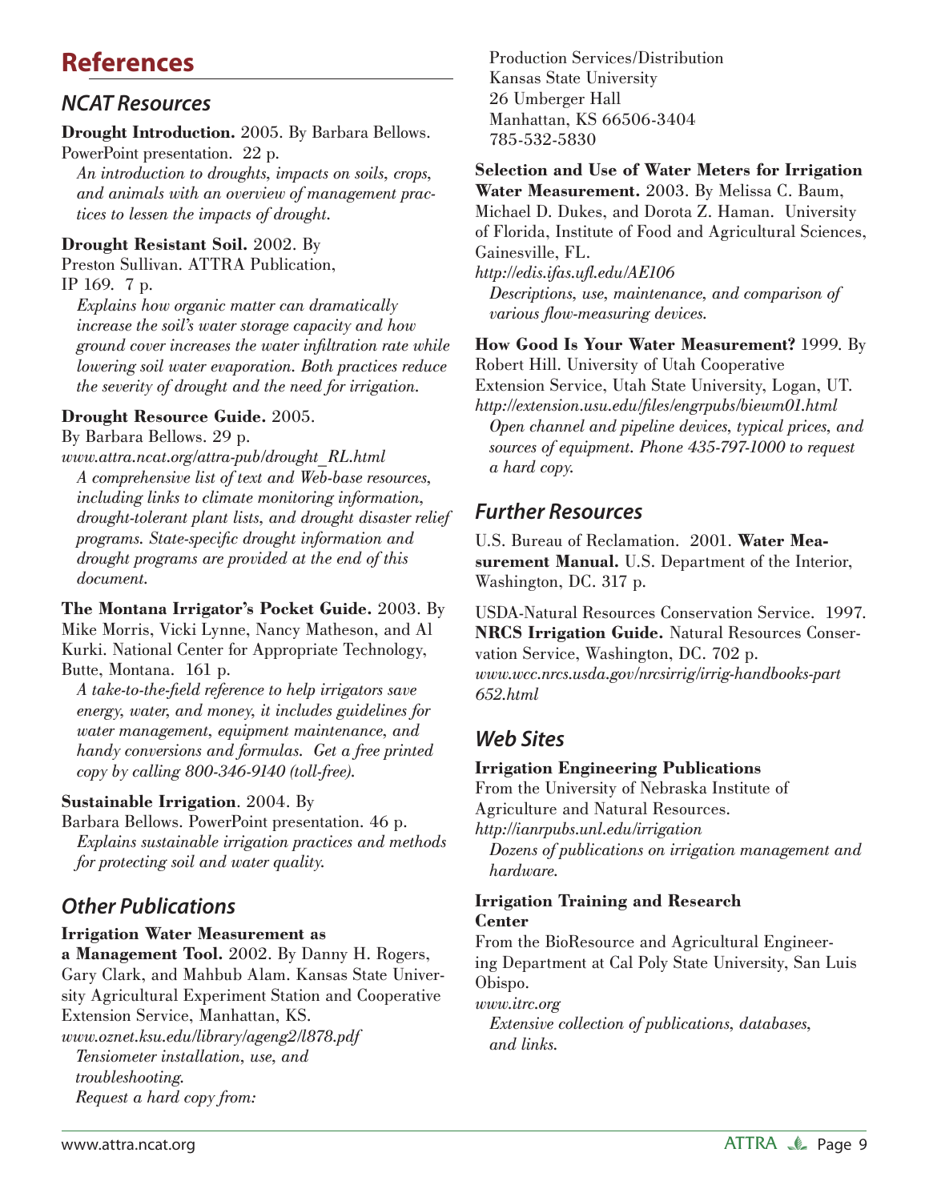# References

## NCAT Resources

**Drought Introduction.** 2005. By Barbara Bellows. PowerPoint presentation. 22 p.

*An introduction to droughts, impacts on soils, crops, and animals with an overview of management practices to lessen the impacts of drought.*

**Drought Resistant Soil.** 2002. By Preston Sullivan. ATTRA Publication, IP 169. 7 p.

*Explains how organic matter can dramatically increase the soil's water storage capacity and how ground cover increases the water infiltration rate while lowering soil water evaporation. Both practices reduce the severity of drought and the need for irrigation.*

**Drought Resource Guide.** 2005. By Barbara Bellows. 29 p.
*www.attra.ncat.org/attra-pub/drought_RL.html*

*A comprehensive list of text and Web-base resources, including links to climate monitoring information, drought-tolerant plant lists, and drought disaster relief programs. State-specific drought information and drought programs are provided at the end of this document.*

**The Montana Irrigator's Pocket Guide.** 2003. By Mike Morris, Vicki Lynne, Nancy Matheson, and Al Kurki. National Center for Appropriate Technology, Butte, Montana. 161 p.

*A take-to-the-field reference to help irrigators save energy, water, and money, it includes guidelines for water management, equipment maintenance, and handy conversions and formulas. Get a free printed copy by calling 800-346-9140 (toll-free).*

**Sustainable Irrigation**. 2004. By Barbara Bellows. PowerPoint presentation. 46 p.

*Explains sustainable irrigation practices and methods for protecting soil and water quality.*

## Other Publications

**Irrigation Water Measurement as a Management Tool.** 2002. By Danny H. Rogers, Gary Clark, and Mahbub Alam. Kansas State University Agricultural Experiment Station and Cooperative Extension Service, Manhattan, KS.
*www.oznet.ksu.edu/library/ageng2/l878.pdf*

*Tensiometer installation, use, and troubleshooting.*
*Request a hard copy from:*

Production Services/Distribution
Kansas State University
26 Umberger Hall
Manhattan, KS 66506-3404
785-532-5830

**Selection and Use of Water Meters for Irrigation Water Measurement.** 2003. By Melissa C. Baum, Michael D. Dukes, and Dorota Z. Haman. University of Florida, Institute of Food and Agricultural Sciences, Gainesville, FL.
*http://edis.ifas.ufl.edu/AE106*

*Descriptions, use, maintenance, and comparison of various flow-measuring devices.*

**How Good Is Your Water Measurement?** 1999. By Robert Hill. University of Utah Cooperative Extension Service, Utah State University, Logan, UT.
*http://extension.usu.edu/files/engrpubs/biewm01.html*

*Open channel and pipeline devices, typical prices, and sources of equipment. Phone 435-797-1000 to request a hard copy.*

## Further Resources

U.S. Bureau of Reclamation. 2001. **Water Measurement Manual.** U.S. Department of the Interior, Washington, DC. 317 p.

USDA-Natural Resources Conservation Service. 1997. **NRCS Irrigation Guide.** Natural Resources Conservation Service, Washington, DC. 702 p.
*www.wcc.nrcs.usda.gov/nrcsirrig/irrig-handbooks-part 652.html*

## Web Sites

**Irrigation Engineering Publications**
From the University of Nebraska Institute of Agriculture and Natural Resources.
*http://ianrpubs.unl.edu/irrigation*

*Dozens of publications on irrigation management and hardware.*

**Irrigation Training and Research Center**
From the BioResource and Agricultural Engineering Department at Cal Poly State University, San Luis Obispo.
*www.itrc.org*

*Extensive collection of publications, databases, and links.*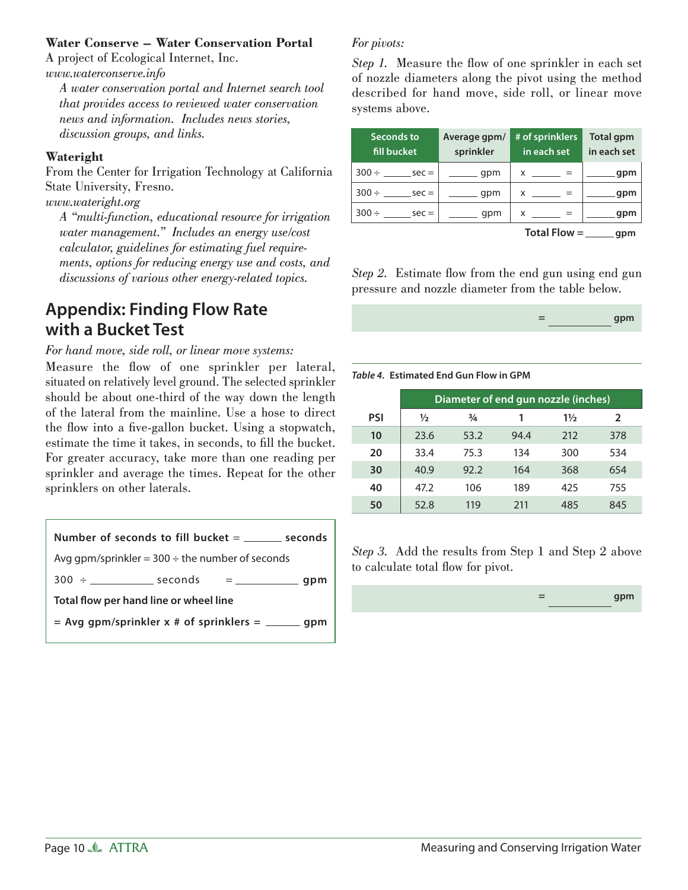**Water Conserve – Water Conservation Portal**
A project of Ecological Internet, Inc.
*www.waterconserve.info*

*A water conservation portal and Internet search tool that provides access to reviewed water conservation news and information. Includes news stories, discussion groups, and links.*

**Wateright**
From the Center for Irrigation Technology at California State University, Fresno.
*www.wateright.org*

*A "multi-function, educational resource for irrigation water management." Includes an energy use/cost calculator, guidelines for estimating fuel requirements, options for reducing energy use and costs, and discussions of various other energy-related topics.*

## Appendix: Finding Flow Rate with a Bucket Test

*For hand move, side roll, or linear move systems:*

Measure the flow of one sprinkler per lateral, situated on relatively level ground. The selected sprinkler should be about one-third of the way down the length of the lateral from the mainline. Use a hose to direct the flow into a five-gallon bucket. Using a stopwatch, estimate the time it takes, in seconds, to fill the bucket. For greater accuracy, take more than one reading per sprinkler and average the times. Repeat for the other sprinklers on other laterals.

**Number of seconds to fill bucket** = ______ **seconds**

Avg gpm/sprinkler = 300 ÷ the number of seconds

300 ÷ __________ seconds = __________ **gpm**

**Total flow per hand line or wheel line**

**= Avg gpm/sprinkler x # of sprinklers =** ______ **gpm**

*For pivots:*

*Step 1.* Measure the flow of one sprinkler in each set of nozzle diameters along the pivot using the method described for hand move, side roll, or linear move systems above.

| Seconds to fill bucket | Average gpm/ sprinkler | # of sprinklers in each set | Total gpm in each set |
|---|---|---|---|
| 300 ÷ _____ sec = | _____ gpm | x _____ = | _____ gpm |
| 300 ÷ _____ sec = | _____ gpm | x _____ = | _____ gpm |
| 300 ÷ _____ sec = | _____ gpm | x _____ = | _____ gpm |
| | | **Total Flow =** | _____ **gpm** |

*Step 2.* Estimate flow from the end gun using end gun pressure and nozzle diameter from the table below.

= __________ **gpm**

***Table 4.*** **Estimated End Gun Flow in GPM**

| | Diameter of end gun nozzle (inches) | | | | |
|---|---|---|---|---|---|
| **PSI** | ½ | ¾ | 1 | 1½ | 2 |
| **10** | 23.6 | 53.2 | 94.4 | 212 | 378 |
| **20** | 33.4 | 75.3 | 134 | 300 | 534 |
| **30** | 40.9 | 92.2 | 164 | 368 | 654 |
| **40** | 47.2 | 106 | 189 | 425 | 755 |
| **50** | 52.8 | 119 | 211 | 485 | 845 |

*Step 3.* Add the results from Step 1 and Step 2 above to calculate total flow for pivot.

= __________ **gpm**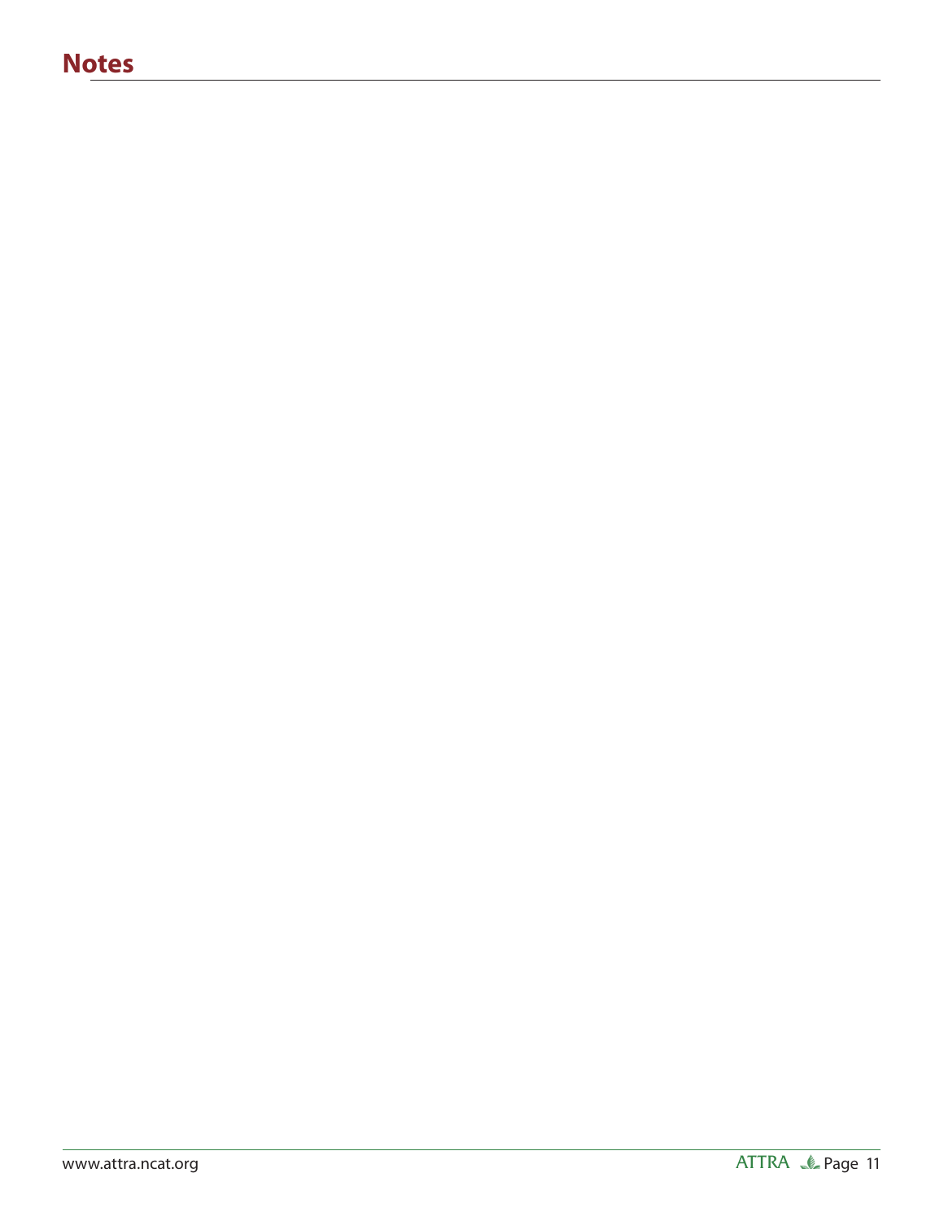## Notes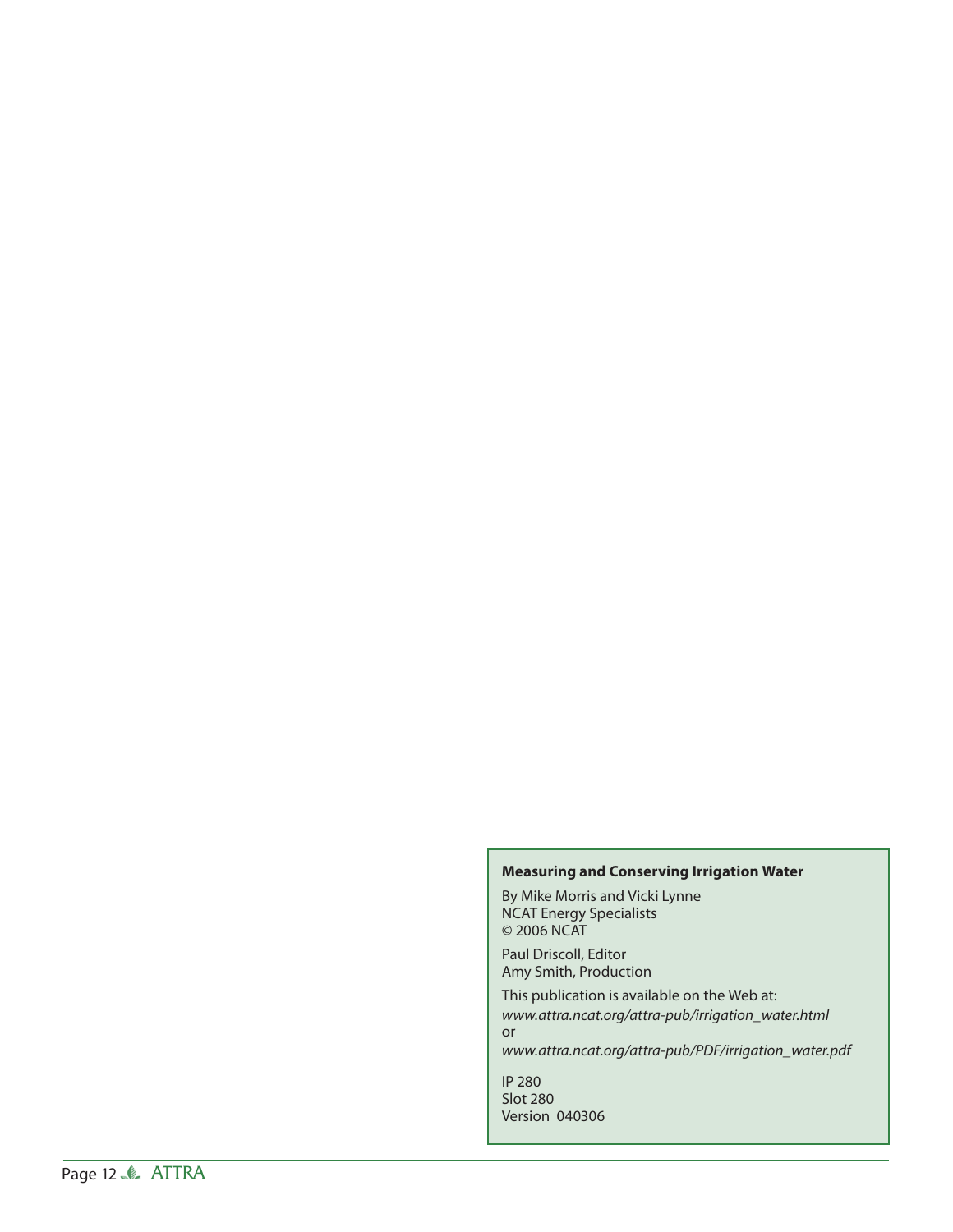**Measuring and Conserving Irrigation Water**

By Mike Morris and Vicki Lynne
NCAT Energy Specialists
© 2006 NCAT

Paul Driscoll, Editor
Amy Smith, Production

This publication is available on the Web at:
*www.attra.ncat.org/attra-pub/irrigation_water.html*
or
*www.attra.ncat.org/attra-pub/PDF/irrigation_water.pdf*

IP 280
Slot 280
Version 040306